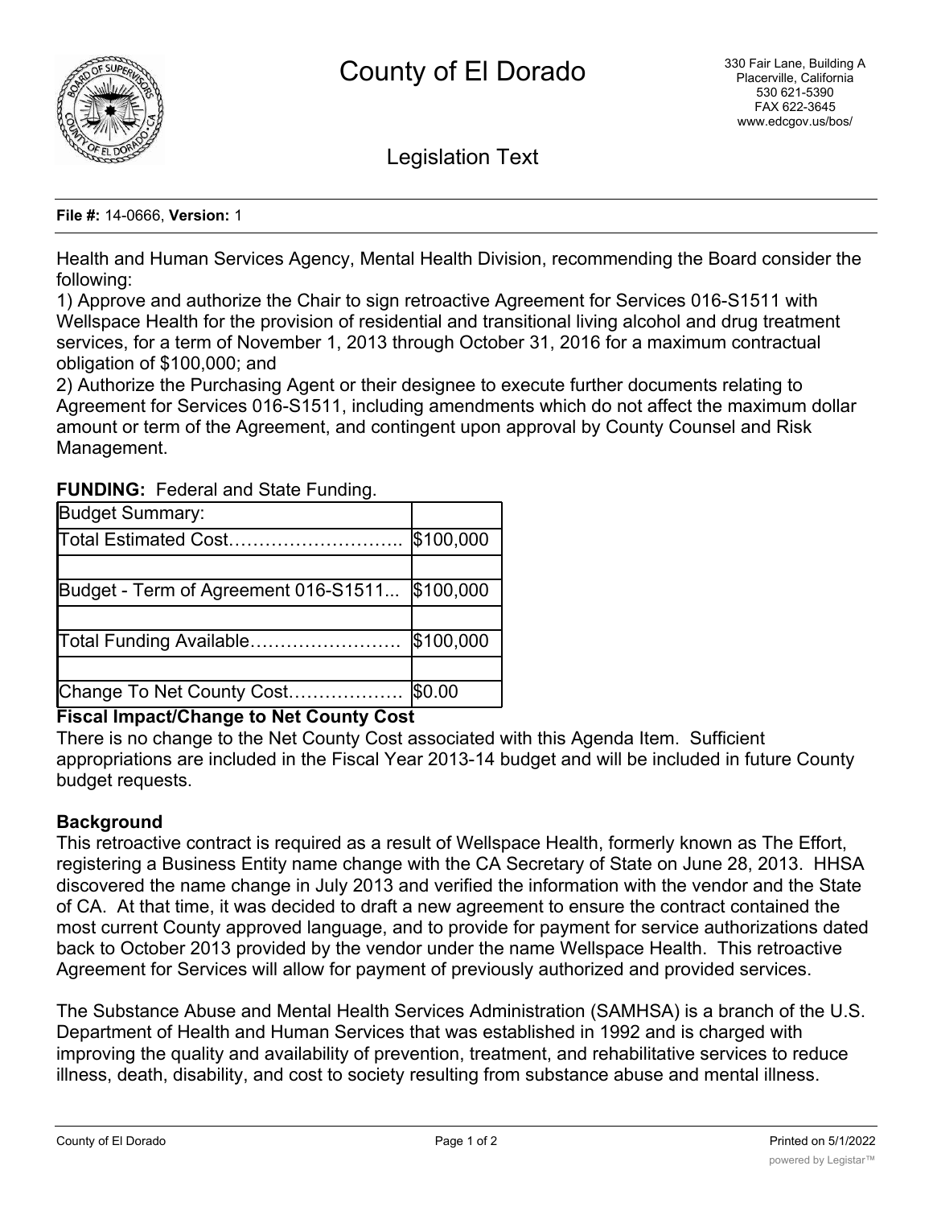# County of El Dorado

330 Fair Lane, Building A
Placerville, California
530 621-5390
FAX 622-3645
www.edcgov.us/bos/

## Legislation Text

**File #:** 14-0666, **Version:** 1

Health and Human Services Agency, Mental Health Division, recommending the Board consider the following:
1) Approve and authorize the Chair to sign retroactive Agreement for Services 016-S1511 with Wellspace Health for the provision of residential and transitional living alcohol and drug treatment services, for a term of November 1, 2013 through October 31, 2016 for a maximum contractual obligation of $100,000; and
2) Authorize the Purchasing Agent or their designee to execute further documents relating to Agreement for Services 016-S1511, including amendments which do not affect the maximum dollar amount or term of the Agreement, and contingent upon approval by County Counsel and Risk Management.

**FUNDING:** Federal and State Funding.

| Budget Summary: | |
|---|---|
| Total Estimated Cost……………………….. | $100,000 |
| | |
| Budget - Term of Agreement 016-S1511... | $100,000 |
| | |
| Total Funding Available……………………. | $100,000 |
| | |
| Change To Net County Cost………………. | $0.00 |

**Fiscal Impact/Change to Net County Cost**
There is no change to the Net County Cost associated with this Agenda Item. Sufficient appropriations are included in the Fiscal Year 2013-14 budget and will be included in future County budget requests.

**Background**
This retroactive contract is required as a result of Wellspace Health, formerly known as The Effort, registering a Business Entity name change with the CA Secretary of State on June 28, 2013. HHSA discovered the name change in July 2013 and verified the information with the vendor and the State of CA. At that time, it was decided to draft a new agreement to ensure the contract contained the most current County approved language, and to provide for payment for service authorizations dated back to October 2013 provided by the vendor under the name Wellspace Health. This retroactive Agreement for Services will allow for payment of previously authorized and provided services.

The Substance Abuse and Mental Health Services Administration (SAMHSA) is a branch of the U.S. Department of Health and Human Services that was established in 1992 and is charged with improving the quality and availability of prevention, treatment, and rehabilitative services to reduce illness, death, disability, and cost to society resulting from substance abuse and mental illness.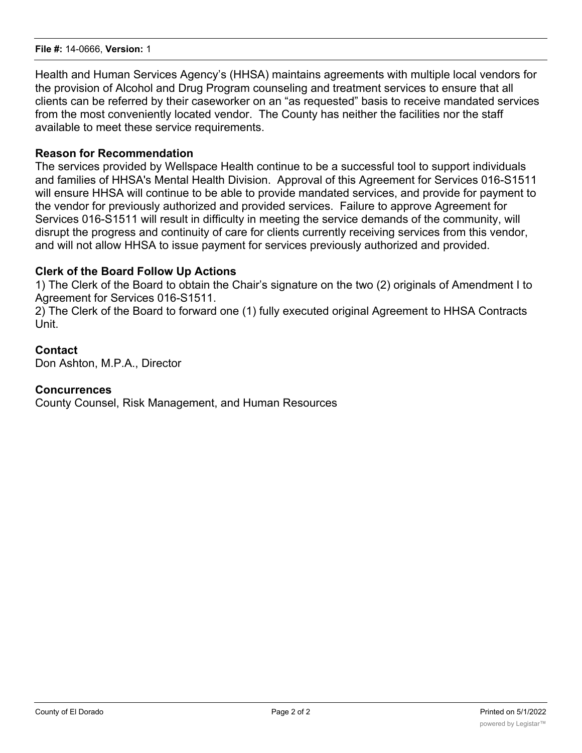Health and Human Services Agency's (HHSA) maintains agreements with multiple local vendors for the provision of Alcohol and Drug Program counseling and treatment services to ensure that all clients can be referred by their caseworker on an "as requested" basis to receive mandated services from the most conveniently located vendor. The County has neither the facilities nor the staff available to meet these service requirements.

## Reason for Recommendation

The services provided by Wellspace Health continue to be a successful tool to support individuals and families of HHSA's Mental Health Division. Approval of this Agreement for Services 016-S1511 will ensure HHSA will continue to be able to provide mandated services, and provide for payment to the vendor for previously authorized and provided services. Failure to approve Agreement for Services 016-S1511 will result in difficulty in meeting the service demands of the community, will disrupt the progress and continuity of care for clients currently receiving services from this vendor, and will not allow HHSA to issue payment for services previously authorized and provided.

## Clerk of the Board Follow Up Actions

1) The Clerk of the Board to obtain the Chair's signature on the two (2) originals of Amendment I to Agreement for Services 016-S1511.
2) The Clerk of the Board to forward one (1) fully executed original Agreement to HHSA Contracts Unit.

## Contact

Don Ashton, M.P.A., Director

## Concurrences

County Counsel, Risk Management, and Human Resources